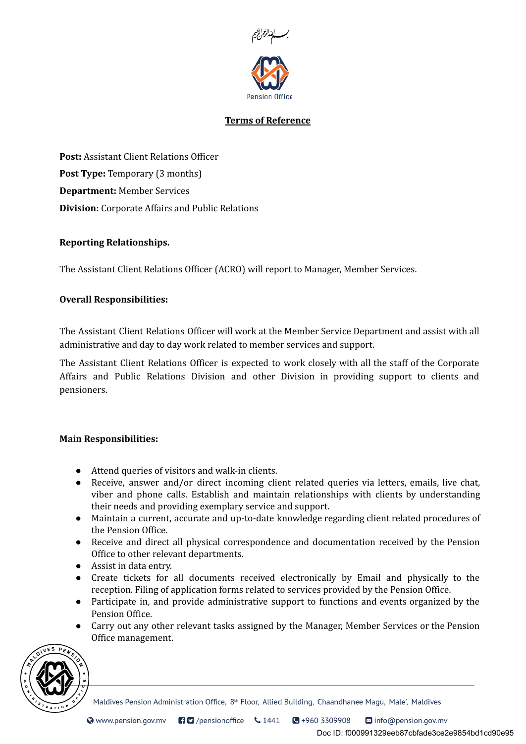بسم الله الرحمن الرحيم

Pension Office

## Terms of Reference

**Post:** Assistant Client Relations Officer

**Post Type:** Temporary (3 months)

**Department:** Member Services

**Division:** Corporate Affairs and Public Relations

**Reporting Relationships.**

The Assistant Client Relations Officer (ACRO) will report to Manager, Member Services.

**Overall Responsibilities:**

The Assistant Client Relations Officer will work at the Member Service Department and assist with all administrative and day to day work related to member services and support.

The Assistant Client Relations Officer is expected to work closely with all the staff of the Corporate Affairs and Public Relations Division and other Division in providing support to clients and pensioners.

**Main Responsibilities:**

- Attend queries of visitors and walk-in clients.
- Receive, answer and/or direct incoming client related queries via letters, emails, live chat, viber and phone calls. Establish and maintain relationships with clients by understanding their needs and providing exemplary service and support.
- Maintain a current, accurate and up-to-date knowledge regarding client related procedures of the Pension Office.
- Receive and direct all physical correspondence and documentation received by the Pension Office to other relevant departments.
- Assist in data entry.
- Create tickets for all documents received electronically by Email and physically to the reception. Filing of application forms related to services provided by the Pension Office.
- Participate in, and provide administrative support to functions and events organized by the Pension Office.
- Carry out any other relevant tasks assigned by the Manager, Member Services or the Pension Office management.

Maldives Pension Administration Office, 8th Floor, Allied Building, Chaandhanee Magu, Male', Maldives

www.pension.gov.mv /pensionoffice 1441 +960 3309908 info@pension.gov.mv

Doc ID: f000991329eeb87cbfade3ce2e9854bd1cd90e95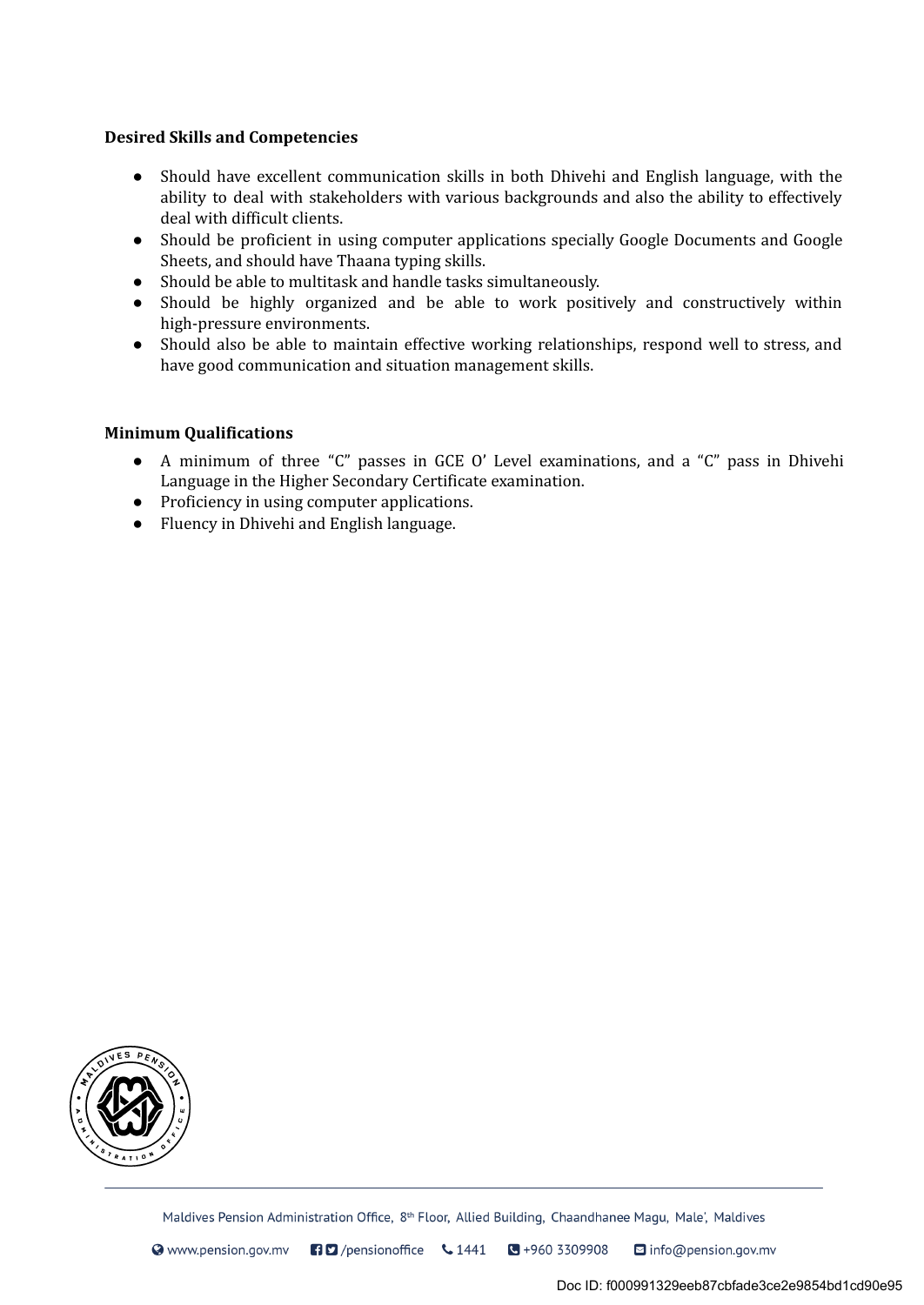**Desired Skills and Competencies**

- Should have excellent communication skills in both Dhivehi and English language, with the ability to deal with stakeholders with various backgrounds and also the ability to effectively deal with difficult clients.
- Should be proficient in using computer applications specially Google Documents and Google Sheets, and should have Thaana typing skills.
- Should be able to multitask and handle tasks simultaneously.
- Should be highly organized and be able to work positively and constructively within high-pressure environments.
- Should also be able to maintain effective working relationships, respond well to stress, and have good communication and situation management skills.

**Minimum Qualifications**

- A minimum of three "C" passes in GCE O' Level examinations, and a "C" pass in Dhivehi Language in the Higher Secondary Certificate examination.
- Proficiency in using computer applications.
- Fluency in Dhivehi and English language.